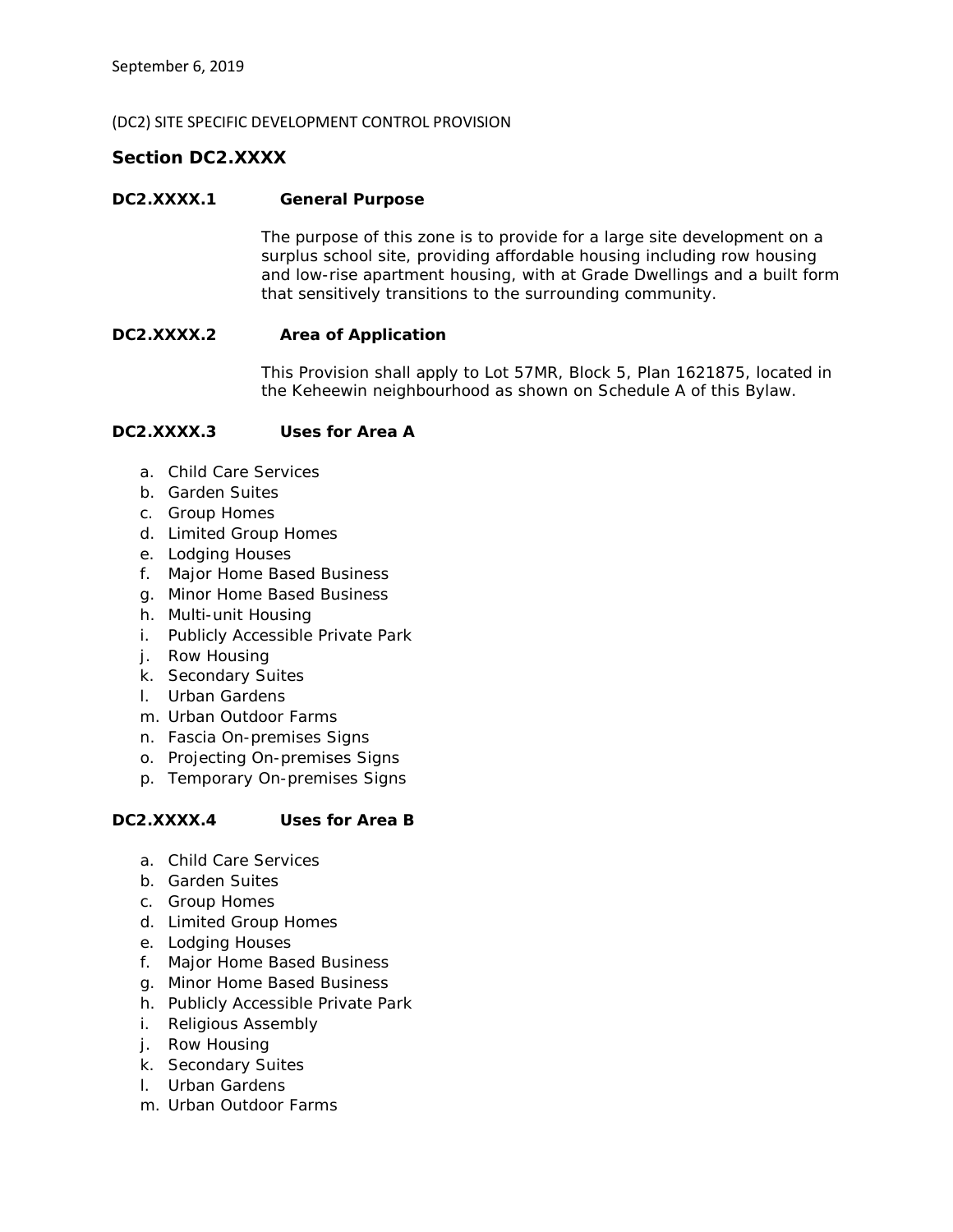September 6, 2019

(DC2) SITE SPECIFIC DEVELOPMENT CONTROL PROVISION

## Section DC2.XXXX

### DC2.XXXX.1 General Purpose

The purpose of this zone is to provide for a large site development on a surplus school site, providing affordable housing including row housing and low-rise apartment housing, with at Grade Dwellings and a built form that sensitively transitions to the surrounding community.

### DC2.XXXX.2 Area of Application

This Provision shall apply to Lot 57MR, Block 5, Plan 1621875, located in the Keheewin neighbourhood as shown on Schedule A of this Bylaw.

### DC2.XXXX.3 Uses for Area A

a. Child Care Services
b. Garden Suites
c. Group Homes
d. Limited Group Homes
e. Lodging Houses
f. Major Home Based Business
g. Minor Home Based Business
h. Multi-unit Housing
i. Publicly Accessible Private Park
j. Row Housing
k. Secondary Suites
l. Urban Gardens
m. Urban Outdoor Farms
n. Fascia On-premises Signs
o. Projecting On-premises Signs
p. Temporary On-premises Signs

### DC2.XXXX.4 Uses for Area B

a. Child Care Services
b. Garden Suites
c. Group Homes
d. Limited Group Homes
e. Lodging Houses
f. Major Home Based Business
g. Minor Home Based Business
h. Publicly Accessible Private Park
i. Religious Assembly
j. Row Housing
k. Secondary Suites
l. Urban Gardens
m. Urban Outdoor Farms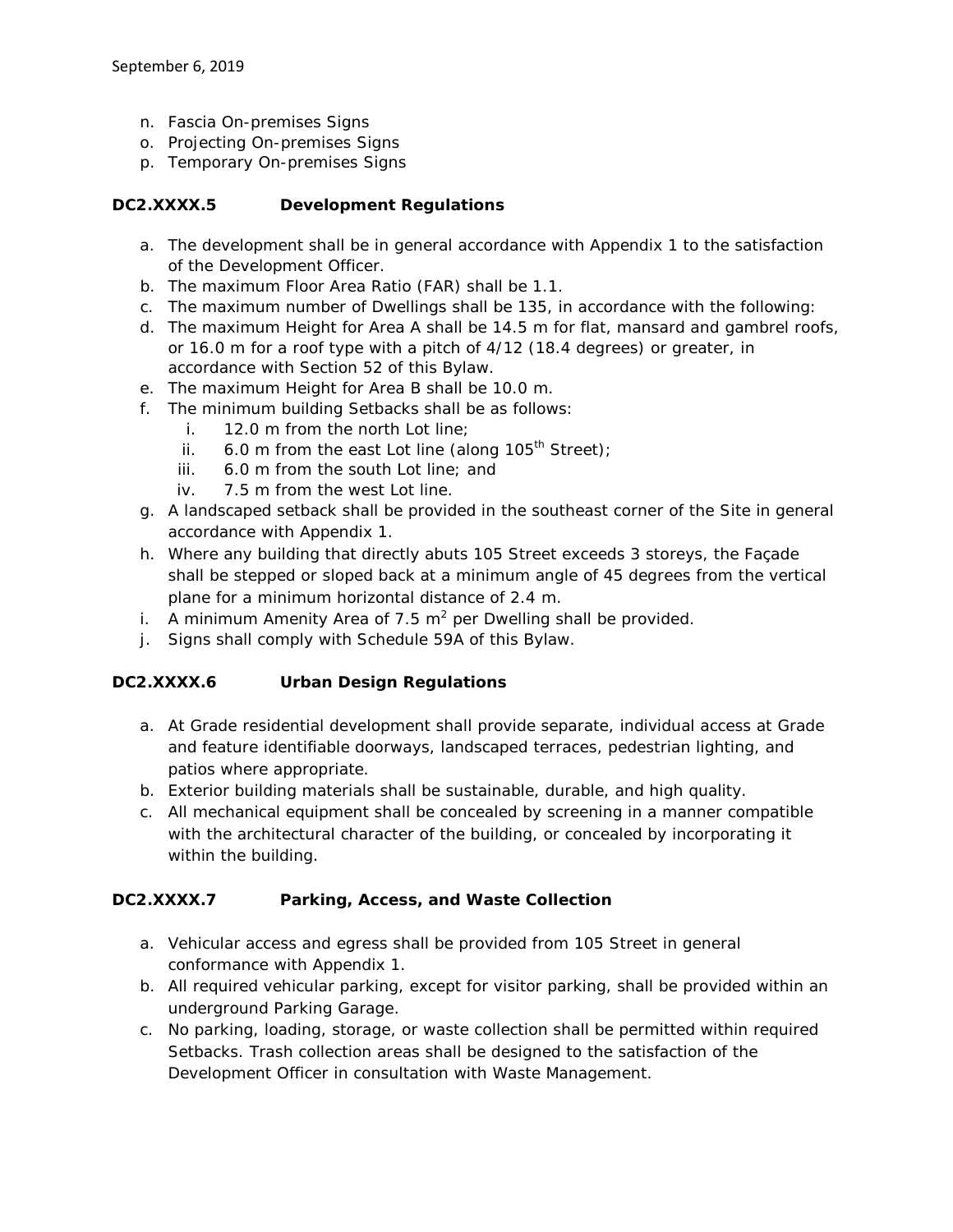n. Fascia On-premises Signs
o. Projecting On-premises Signs
p. Temporary On-premises Signs

### DC2.XXXX.5 Development Regulations

a. The development shall be in general accordance with Appendix 1 to the satisfaction of the Development Officer.
b. The maximum Floor Area Ratio (FAR) shall be 1.1.
c. The maximum number of Dwellings shall be 135, in accordance with the following:
d. The maximum Height for Area A shall be 14.5 m for flat, mansard and gambrel roofs, or 16.0 m for a roof type with a pitch of 4/12 (18.4 degrees) or greater, in accordance with Section 52 of this Bylaw.
e. The maximum Height for Area B shall be 10.0 m.
f. The minimum building Setbacks shall be as follows:
   i. 12.0 m from the north Lot line;
   ii. 6.0 m from the east Lot line (along 105th Street);
   iii. 6.0 m from the south Lot line; and
   iv. 7.5 m from the west Lot line.
g. A landscaped setback shall be provided in the southeast corner of the Site in general accordance with Appendix 1.
h. Where any building that directly abuts 105 Street exceeds 3 storeys, the Façade shall be stepped or sloped back at a minimum angle of 45 degrees from the vertical plane for a minimum horizontal distance of 2.4 m.
i. A minimum Amenity Area of 7.5 $m^2$ per Dwelling shall be provided.
j. Signs shall comply with Schedule 59A of this Bylaw.

### DC2.XXXX.6 Urban Design Regulations

a. At Grade residential development shall provide separate, individual access at Grade and feature identifiable doorways, landscaped terraces, pedestrian lighting, and patios where appropriate.
b. Exterior building materials shall be sustainable, durable, and high quality.
c. All mechanical equipment shall be concealed by screening in a manner compatible with the architectural character of the building, or concealed by incorporating it within the building.

### DC2.XXXX.7 Parking, Access, and Waste Collection

a. Vehicular access and egress shall be provided from 105 Street in general conformance with Appendix 1.
b. All required vehicular parking, except for visitor parking, shall be provided within an underground Parking Garage.
c. No parking, loading, storage, or waste collection shall be permitted within required Setbacks. Trash collection areas shall be designed to the satisfaction of the Development Officer in consultation with Waste Management.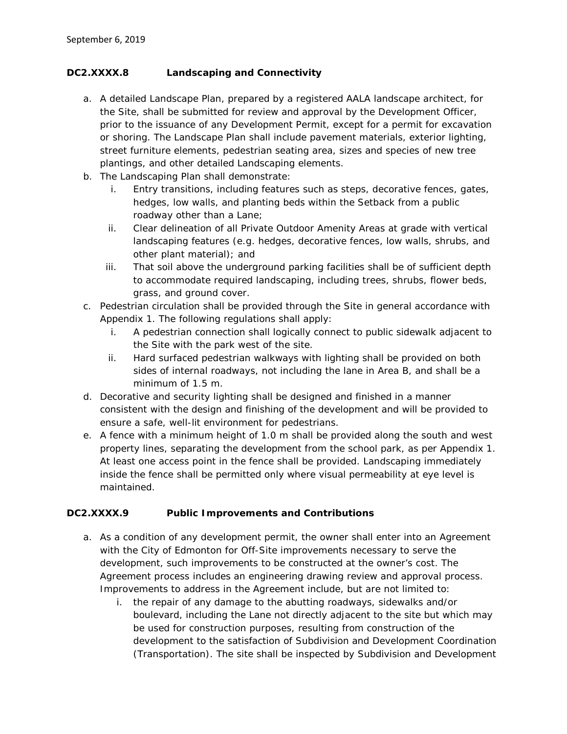## DC2.XXXX.8 Landscaping and Connectivity

a. A detailed Landscape Plan, prepared by a registered AALA landscape architect, for the Site, shall be submitted for review and approval by the Development Officer, prior to the issuance of any Development Permit, except for a permit for excavation or shoring. The Landscape Plan shall include pavement materials, exterior lighting, street furniture elements, pedestrian seating area, sizes and species of new tree plantings, and other detailed Landscaping elements.

b. The Landscaping Plan shall demonstrate:
   i. Entry transitions, including features such as steps, decorative fences, gates, hedges, low walls, and planting beds within the Setback from a public roadway other than a Lane;
   ii. Clear delineation of all Private Outdoor Amenity Areas at grade with vertical landscaping features (e.g. hedges, decorative fences, low walls, shrubs, and other plant material); and
   iii. That soil above the underground parking facilities shall be of sufficient depth to accommodate required landscaping, including trees, shrubs, flower beds, grass, and ground cover.

c. Pedestrian circulation shall be provided through the Site in general accordance with Appendix 1. The following regulations shall apply:
   i. A pedestrian connection shall logically connect to public sidewalk adjacent to the Site with the park west of the site.
   ii. Hard surfaced pedestrian walkways with lighting shall be provided on both sides of internal roadways, not including the lane in Area B, and shall be a minimum of 1.5 m.

d. Decorative and security lighting shall be designed and finished in a manner consistent with the design and finishing of the development and will be provided to ensure a safe, well-lit environment for pedestrians.

e. A fence with a minimum height of 1.0 m shall be provided along the south and west property lines, separating the development from the school park, as per Appendix 1. At least one access point in the fence shall be provided. Landscaping immediately inside the fence shall be permitted only where visual permeability at eye level is maintained.

## DC2.XXXX.9 Public Improvements and Contributions

a. As a condition of any development permit, the owner shall enter into an Agreement with the City of Edmonton for Off-Site improvements necessary to serve the development, such improvements to be constructed at the owner's cost. The Agreement process includes an engineering drawing review and approval process. Improvements to address in the Agreement include, but are not limited to:
   i. the repair of any damage to the abutting roadways, sidewalks and/or boulevard, including the Lane not directly adjacent to the site but which may be used for construction purposes, resulting from construction of the development to the satisfaction of Subdivision and Development Coordination (Transportation). The site shall be inspected by Subdivision and Development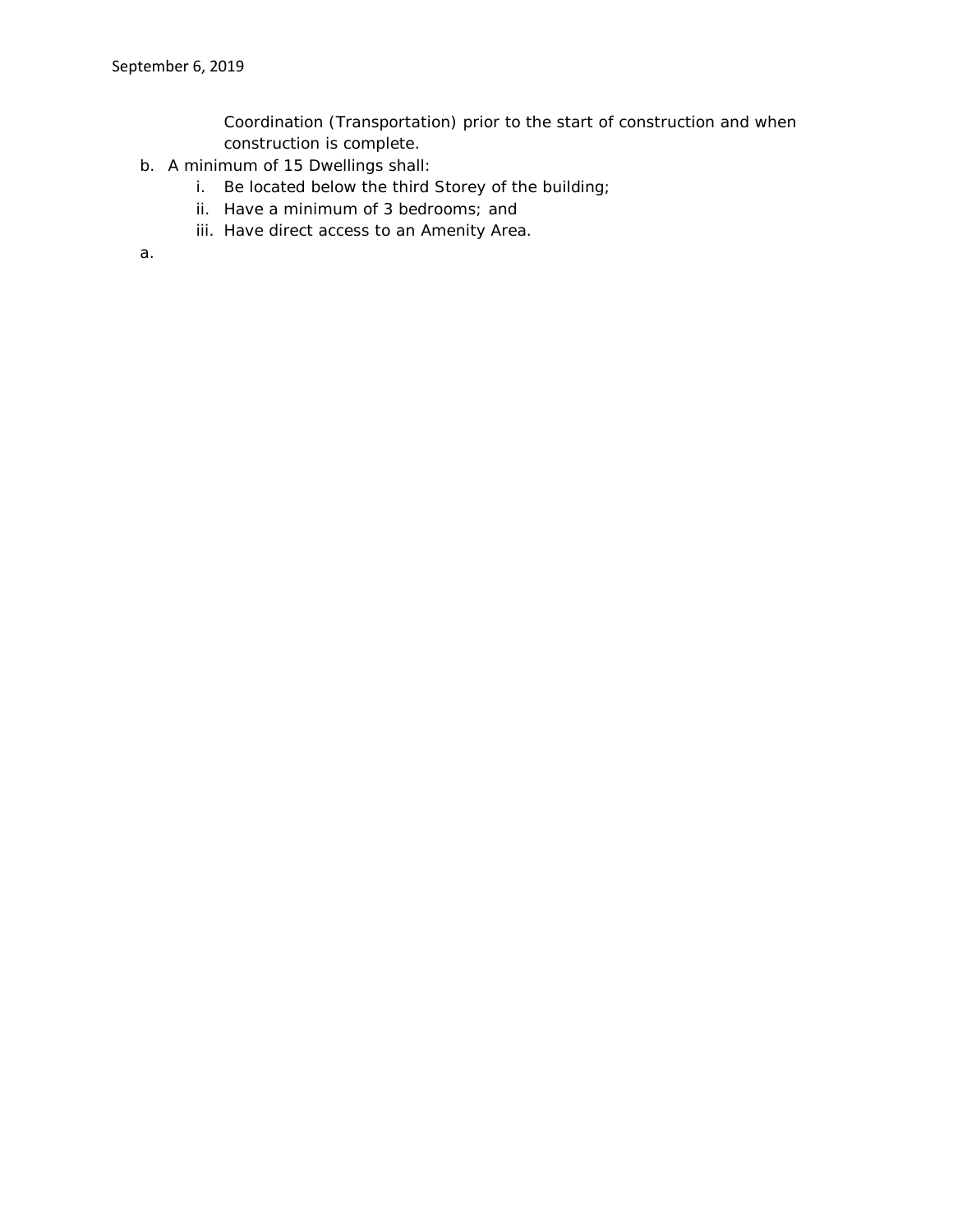Coordination (Transportation) prior to the start of construction and when construction is complete.

b. A minimum of 15 Dwellings shall:
    i. Be located below the third Storey of the building;
    ii. Have a minimum of 3 bedrooms; and
    iii. Have direct access to an Amenity Area.

a.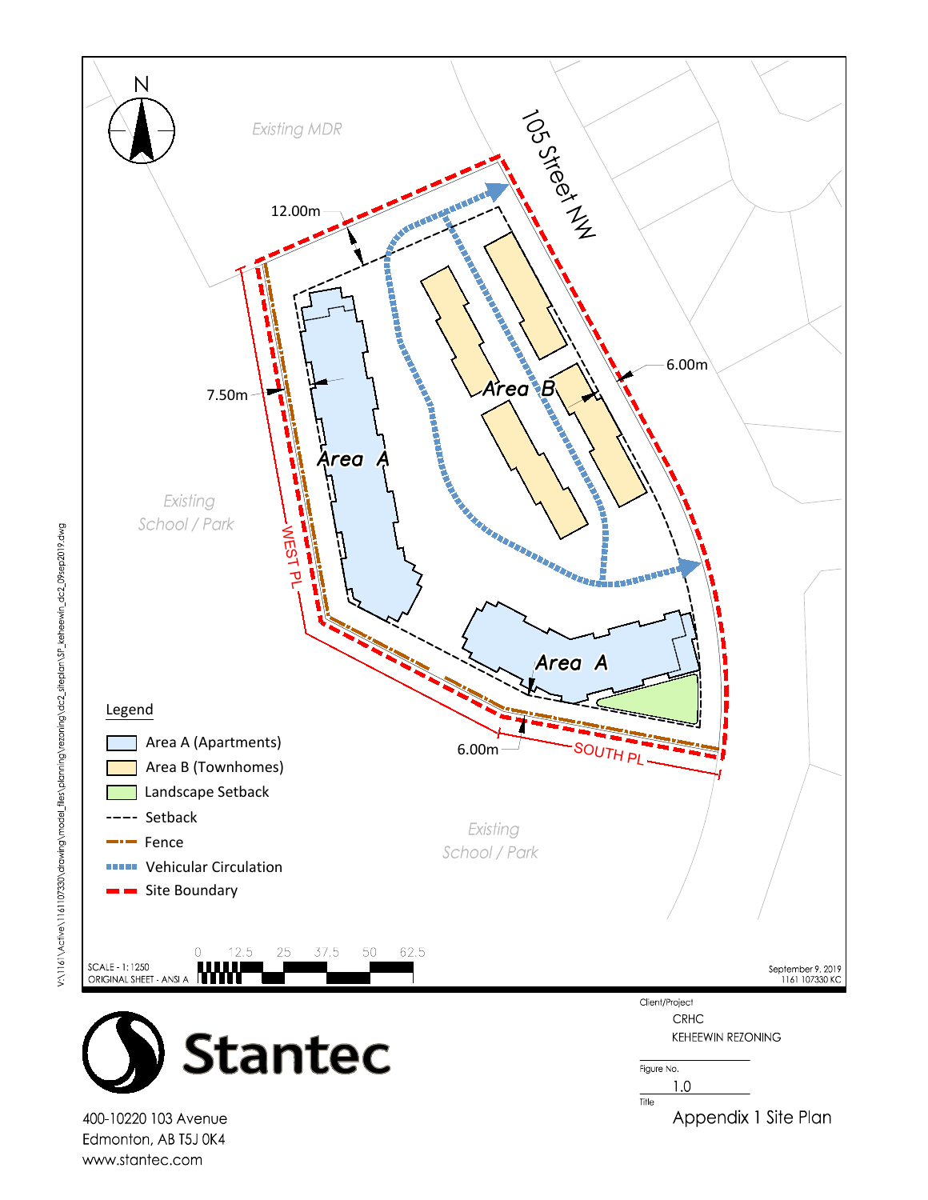N

Existing MDR

105 Street NW

12.00m

6.00m

7.50m

Area A

Area B

Existing School / Park

WEST PL

Area A

6.00m

SOUTH PL

Existing School / Park

Legend

Area A (Apartments)

Area B (Townhomes)

Landscape Setback

Setback

Fence

Vehicular Circulation

Site Boundary

SCALE - 1:1250
ORIGINAL SHEET - ANSI A

0 12.5 25 37.5 50 62.5

September 9, 2019
1161 107330 KC

V:\1161\Active\1161107330\drawing\model_files\planning\rezoning\dc2_siteplan\SP_keheewin_dc2_09sep2019.dwg

Stantec

400-10220 103 Avenue
Edmonton, AB T5J 0K4
www.stantec.com

Client/Project

CRHC
KEHEEWIN REZONING

Figure No.

1.0

Title

Appendix 1 Site Plan